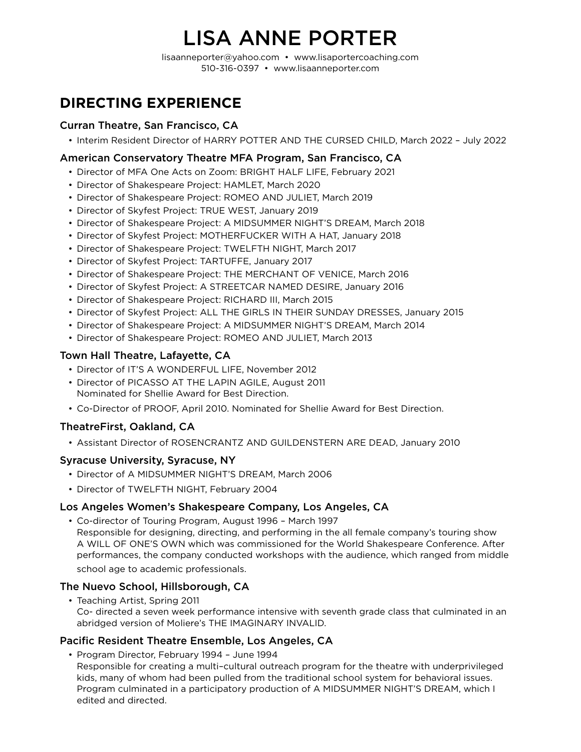# LISA ANNE PORTER

lisaanneporter@yahoo.com • www.lisaportercoaching.com
510-316-0397 • www.lisaanneporter.com

## DIRECTING EXPERIENCE

### Curran Theatre, San Francisco, CA

- Interim Resident Director of HARRY POTTER AND THE CURSED CHILD, March 2022 – July 2022

### American Conservatory Theatre MFA Program, San Francisco, CA

- Director of MFA One Acts on Zoom: BRIGHT HALF LIFE, February 2021
- Director of Shakespeare Project: HAMLET, March 2020
- Director of Shakespeare Project: ROMEO AND JULIET, March 2019
- Director of Skyfest Project: TRUE WEST, January 2019
- Director of Shakespeare Project: A MIDSUMMER NIGHT'S DREAM, March 2018
- Director of Skyfest Project: MOTHERFUCKER WITH A HAT, January 2018
- Director of Shakespeare Project: TWELFTH NIGHT, March 2017
- Director of Skyfest Project: TARTUFFE, January 2017
- Director of Shakespeare Project: THE MERCHANT OF VENICE, March 2016
- Director of Skyfest Project: A STREETCAR NAMED DESIRE, January 2016
- Director of Shakespeare Project: RICHARD III, March 2015
- Director of Skyfest Project: ALL THE GIRLS IN THEIR SUNDAY DRESSES, January 2015
- Director of Shakespeare Project: A MIDSUMMER NIGHT'S DREAM, March 2014
- Director of Shakespeare Project: ROMEO AND JULIET, March 2013

### Town Hall Theatre, Lafayette, CA

- Director of IT'S A WONDERFUL LIFE, November 2012
- Director of PICASSO AT THE LAPIN AGILE, August 2011
  Nominated for Shellie Award for Best Direction.
- Co-Director of PROOF, April 2010. Nominated for Shellie Award for Best Direction.

### TheatreFirst, Oakland, CA

- Assistant Director of ROSENCRANTZ AND GUILDENSTERN ARE DEAD, January 2010

### Syracuse University, Syracuse, NY

- Director of A MIDSUMMER NIGHT'S DREAM, March 2006
- Director of TWELFTH NIGHT, February 2004

### Los Angeles Women's Shakespeare Company, Los Angeles, CA

- Co-director of Touring Program, August 1996 – March 1997
  Responsible for designing, directing, and performing in the all female company's touring show A WILL OF ONE'S OWN which was commissioned for the World Shakespeare Conference. After performances, the company conducted workshops with the audience, which ranged from middle school age to academic professionals.

### The Nuevo School, Hillsborough, CA

- Teaching Artist, Spring 2011
  Co- directed a seven week performance intensive with seventh grade class that culminated in an abridged version of Moliere's THE IMAGINARY INVALID.

### Pacific Resident Theatre Ensemble, Los Angeles, CA

- Program Director, February 1994 – June 1994
  Responsible for creating a multi–cultural outreach program for the theatre with underprivileged kids, many of whom had been pulled from the traditional school system for behavioral issues. Program culminated in a participatory production of A MIDSUMMER NIGHT'S DREAM, which I edited and directed.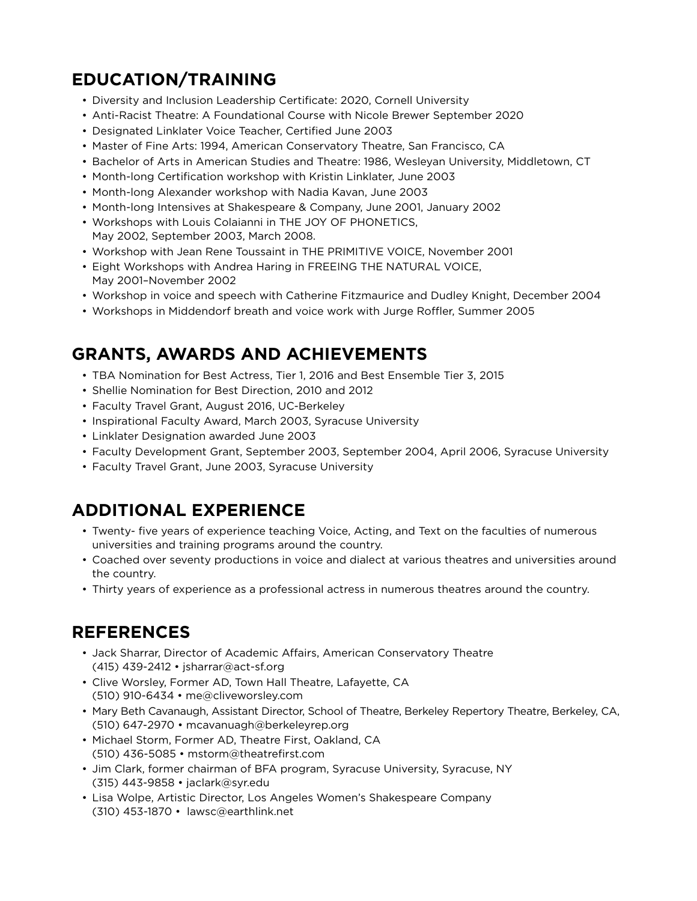## EDUCATION/TRAINING

- Diversity and Inclusion Leadership Certificate: 2020, Cornell University
- Anti-Racist Theatre: A Foundational Course with Nicole Brewer September 2020
- Designated Linklater Voice Teacher, Certified June 2003
- Master of Fine Arts: 1994, American Conservatory Theatre, San Francisco, CA
- Bachelor of Arts in American Studies and Theatre: 1986, Wesleyan University, Middletown, CT
- Month-long Certification workshop with Kristin Linklater, June 2003
- Month-long Alexander workshop with Nadia Kavan, June 2003
- Month-long Intensives at Shakespeare & Company, June 2001, January 2002
- Workshops with Louis Colaianni in THE JOY OF PHONETICS, May 2002, September 2003, March 2008.
- Workshop with Jean Rene Toussaint in THE PRIMITIVE VOICE, November 2001
- Eight Workshops with Andrea Haring in FREEING THE NATURAL VOICE, May 2001–November 2002
- Workshop in voice and speech with Catherine Fitzmaurice and Dudley Knight, December 2004
- Workshops in Middendorf breath and voice work with Jurge Roffler, Summer 2005

## GRANTS, AWARDS AND ACHIEVEMENTS

- TBA Nomination for Best Actress, Tier 1, 2016 and Best Ensemble Tier 3, 2015
- Shellie Nomination for Best Direction, 2010 and 2012
- Faculty Travel Grant, August 2016, UC-Berkeley
- Inspirational Faculty Award, March 2003, Syracuse University
- Linklater Designation awarded June 2003
- Faculty Development Grant, September 2003, September 2004, April 2006, Syracuse University
- Faculty Travel Grant, June 2003, Syracuse University

## ADDITIONAL EXPERIENCE

- Twenty- five years of experience teaching Voice, Acting, and Text on the faculties of numerous universities and training programs around the country.
- Coached over seventy productions in voice and dialect at various theatres and universities around the country.
- Thirty years of experience as a professional actress in numerous theatres around the country.

## REFERENCES

- Jack Sharrar, Director of Academic Affairs, American Conservatory Theatre
  (415) 439-2412 • jsharrar@act-sf.org
- Clive Worsley, Former AD, Town Hall Theatre, Lafayette, CA
  (510) 910-6434 • me@cliveworsley.com
- Mary Beth Cavanaugh, Assistant Director, School of Theatre, Berkeley Repertory Theatre, Berkeley, CA,
  (510) 647-2970 • mcavanuagh@berkeleyrep.org
- Michael Storm, Former AD, Theatre First, Oakland, CA
  (510) 436-5085 • mstorm@theatrefirst.com
- Jim Clark, former chairman of BFA program, Syracuse University, Syracuse, NY
  (315) 443-9858 • jaclark@syr.edu
- Lisa Wolpe, Artistic Director, Los Angeles Women's Shakespeare Company
  (310) 453-1870 • lawsc@earthlink.net